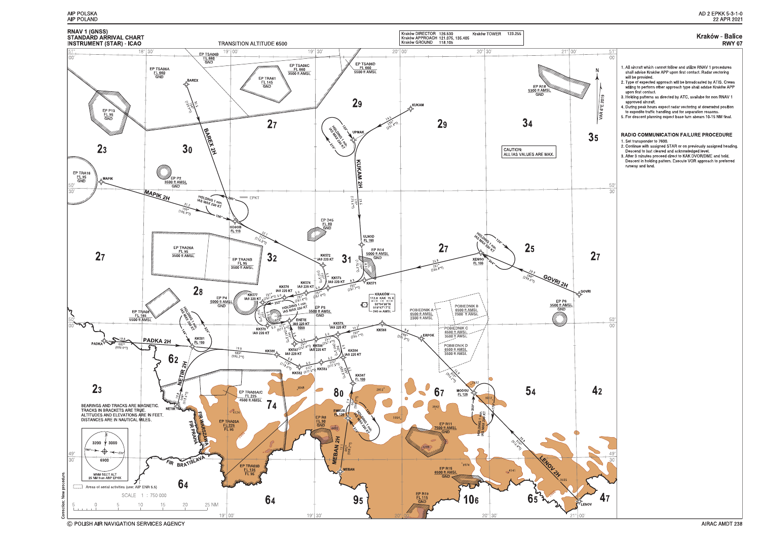# RNAV 1 (GNSS) STANDARD ARRIVAL CHART INSTRUMENT (STAR) - ICAO

**Kraków - Balice**
**RWY 07**

TRANSITION ALTITUDE 6500

| | | | |
|---|---|---|---|
| Kraków DIRECTOR | 126.530 | Kraków TOWER | 123.255 |
| Kraków APPROACH | 121.075, 135.405 | | |
| Kraków GROUND | 118.105 | | |

CAUTION: ALL IAS VALUES ARE MAX.

BEARINGS AND TRACKS ARE MAGNETIC. TRACKS IN BRACKETS ARE TRUE. ALTITUDES AND ELEVATIONS ARE IN FEET. DISTANCES ARE IN NAUTICAL MILES.

MNM SECT ALT 25 NM from ARP EPKK

Areas of aerial activities (see: AIP ENR 5.5)

SCALE 1 : 750 000

1. All aircraft which cannot follow and utilize RNAV 1 procedures shall advise Kraków APP upon first contact. Radar vectoring will be provided.
2. Type of expected approach will be broadcasted by ATIS. Crews willing to perform other approach type shall advise Kraków APP upon first contact.
3. Holding patterns as directed by ATC, availabe for non RNAV 1 approved aircraft.
4. During peak hours expect radar vectoring at downwind position to expedite traffic handling and for separation reasons.
5. For descent planning expect base turn abeam 10-15 NM final.

## RADIO COMMUNICATION FAILURE PROCEDURE

1. Set transponder to 7600.
2. Continue with assigned STAR or on previously assigned heading. Descend to last cleared and acknowledged level.
3. After 3 minutes proceed direct to KAK DVOR/DME and hold. Descent in holding pattern. Execute VOR approach to preferred runway and land.

© POLISH AIR NAVIGATION SERVICES AGENCY

Correction: New procedure.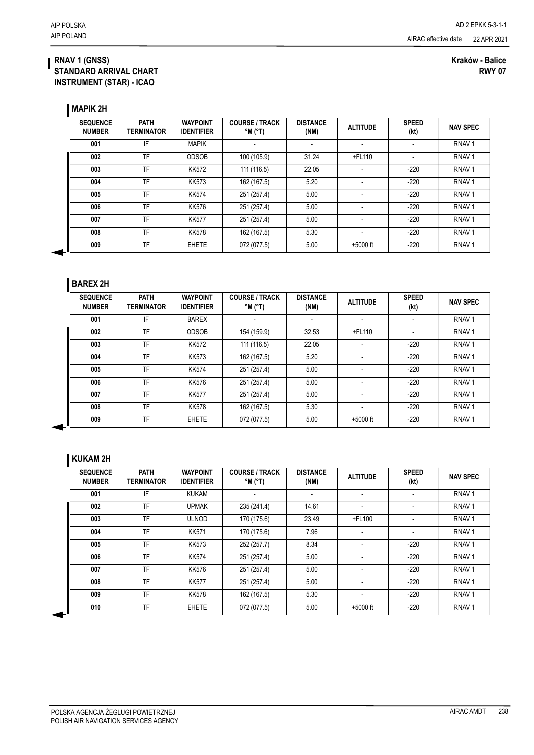# RNAV 1 (GNSS) STANDARD ARRIVAL CHART INSTRUMENT (STAR) - ICAO

**Kraków - Balice**
**RWY 07**

## MAPIK 2H

| SEQUENCE NUMBER | PATH TERMINATOR | WAYPOINT IDENTIFIER | COURSE / TRACK °M (°T) | DISTANCE (NM) | ALTITUDE | SPEED (kt) | NAV SPEC |
|---|---|---|---|---|---|---|---|
| 001 | IF | MAPIK | - | - | - | - | RNAV 1 |
| 002 | TF | ODSOB | 100 (105.9) | 31.24 | +FL110 | - | RNAV 1 |
| 003 | TF | KK572 | 111 (116.5) | 22.05 | - | -220 | RNAV 1 |
| 004 | TF | KK573 | 162 (167.5) | 5.20 | - | -220 | RNAV 1 |
| 005 | TF | KK574 | 251 (257.4) | 5.00 | - | -220 | RNAV 1 |
| 006 | TF | KK576 | 251 (257.4) | 5.00 | - | -220 | RNAV 1 |
| 007 | TF | KK577 | 251 (257.4) | 5.00 | - | -220 | RNAV 1 |
| 008 | TF | KK578 | 162 (167.5) | 5.30 | - | -220 | RNAV 1 |
| 009 | TF | EHETE | 072 (077.5) | 5.00 | +5000 ft | -220 | RNAV 1 |

## BAREX 2H

| SEQUENCE NUMBER | PATH TERMINATOR | WAYPOINT IDENTIFIER | COURSE / TRACK °M (°T) | DISTANCE (NM) | ALTITUDE | SPEED (kt) | NAV SPEC |
|---|---|---|---|---|---|---|---|
| 001 | IF | BAREX | - | - | - | - | RNAV 1 |
| 002 | TF | ODSOB | 154 (159.9) | 32.53 | +FL110 | - | RNAV 1 |
| 003 | TF | KK572 | 111 (116.5) | 22.05 | - | -220 | RNAV 1 |
| 004 | TF | KK573 | 162 (167.5) | 5.20 | - | -220 | RNAV 1 |
| 005 | TF | KK574 | 251 (257.4) | 5.00 | - | -220 | RNAV 1 |
| 006 | TF | KK576 | 251 (257.4) | 5.00 | - | -220 | RNAV 1 |
| 007 | TF | KK577 | 251 (257.4) | 5.00 | - | -220 | RNAV 1 |
| 008 | TF | KK578 | 162 (167.5) | 5.30 | - | -220 | RNAV 1 |
| 009 | TF | EHETE | 072 (077.5) | 5.00 | +5000 ft | -220 | RNAV 1 |

## KUKAM 2H

| SEQUENCE NUMBER | PATH TERMINATOR | WAYPOINT IDENTIFIER | COURSE / TRACK °M (°T) | DISTANCE (NM) | ALTITUDE | SPEED (kt) | NAV SPEC |
|---|---|---|---|---|---|---|---|
| 001 | IF | KUKAM | - | - | - | - | RNAV 1 |
| 002 | TF | UPMAK | 235 (241.4) | 14.61 | - | - | RNAV 1 |
| 003 | TF | ULNOD | 170 (175.6) | 23.49 | +FL100 | - | RNAV 1 |
| 004 | TF | KK571 | 170 (175.6) | 7.96 | - | - | RNAV 1 |
| 005 | TF | KK573 | 252 (257.7) | 8.34 | - | -220 | RNAV 1 |
| 006 | TF | KK574 | 251 (257.4) | 5.00 | - | -220 | RNAV 1 |
| 007 | TF | KK576 | 251 (257.4) | 5.00 | - | -220 | RNAV 1 |
| 008 | TF | KK577 | 251 (257.4) | 5.00 | - | -220 | RNAV 1 |
| 009 | TF | KK578 | 162 (167.5) | 5.30 | - | -220 | RNAV 1 |
| 010 | TF | EHETE | 072 (077.5) | 5.00 | +5000 ft | -220 | RNAV 1 |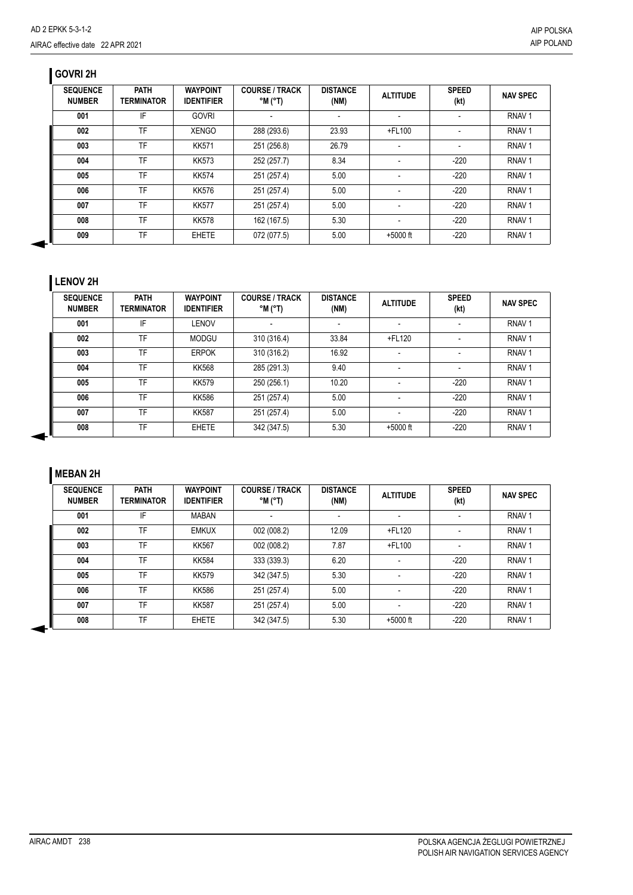## GOVRI 2H

| SEQUENCE NUMBER | PATH TERMINATOR | WAYPOINT IDENTIFIER | COURSE / TRACK °M (°T) | DISTANCE (NM) | ALTITUDE | SPEED (kt) | NAV SPEC |
|---|---|---|---|---|---|---|---|
| 001 | IF | GOVRI | - | - | - | - | RNAV 1 |
| 002 | TF | XENGO | 288 (293.6) | 23.93 | +FL100 | - | RNAV 1 |
| 003 | TF | KK571 | 251 (256.8) | 26.79 | - | - | RNAV 1 |
| 004 | TF | KK573 | 252 (257.7) | 8.34 | - | -220 | RNAV 1 |
| 005 | TF | KK574 | 251 (257.4) | 5.00 | - | -220 | RNAV 1 |
| 006 | TF | KK576 | 251 (257.4) | 5.00 | - | -220 | RNAV 1 |
| 007 | TF | KK577 | 251 (257.4) | 5.00 | - | -220 | RNAV 1 |
| 008 | TF | KK578 | 162 (167.5) | 5.30 | - | -220 | RNAV 1 |
| 009 | TF | EHETE | 072 (077.5) | 5.00 | +5000 ft | -220 | RNAV 1 |

## LENOV 2H

| SEQUENCE NUMBER | PATH TERMINATOR | WAYPOINT IDENTIFIER | COURSE / TRACK °M (°T) | DISTANCE (NM) | ALTITUDE | SPEED (kt) | NAV SPEC |
|---|---|---|---|---|---|---|---|
| 001 | IF | LENOV | - | - | - | - | RNAV 1 |
| 002 | TF | MODGU | 310 (316.4) | 33.84 | +FL120 | - | RNAV 1 |
| 003 | TF | ERPOK | 310 (316.2) | 16.92 | - | - | RNAV 1 |
| 004 | TF | KK568 | 285 (291.3) | 9.40 | - | - | RNAV 1 |
| 005 | TF | KK579 | 250 (256.1) | 10.20 | - | -220 | RNAV 1 |
| 006 | TF | KK586 | 251 (257.4) | 5.00 | - | -220 | RNAV 1 |
| 007 | TF | KK587 | 251 (257.4) | 5.00 | - | -220 | RNAV 1 |
| 008 | TF | EHETE | 342 (347.5) | 5.30 | +5000 ft | -220 | RNAV 1 |

## MEBAN 2H

| SEQUENCE NUMBER | PATH TERMINATOR | WAYPOINT IDENTIFIER | COURSE / TRACK °M (°T) | DISTANCE (NM) | ALTITUDE | SPEED (kt) | NAV SPEC |
|---|---|---|---|---|---|---|---|
| 001 | IF | MABAN | - | - | - | - | RNAV 1 |
| 002 | TF | EMKUX | 002 (008.2) | 12.09 | +FL120 | - | RNAV 1 |
| 003 | TF | KK567 | 002 (008.2) | 7.87 | +FL100 | - | RNAV 1 |
| 004 | TF | KK584 | 333 (339.3) | 6.20 | - | -220 | RNAV 1 |
| 005 | TF | KK579 | 342 (347.5) | 5.30 | - | -220 | RNAV 1 |
| 006 | TF | KK586 | 251 (257.4) | 5.00 | - | -220 | RNAV 1 |
| 007 | TF | KK587 | 251 (257.4) | 5.00 | - | -220 | RNAV 1 |
| 008 | TF | EHETE | 342 (347.5) | 5.30 | +5000 ft | -220 | RNAV 1 |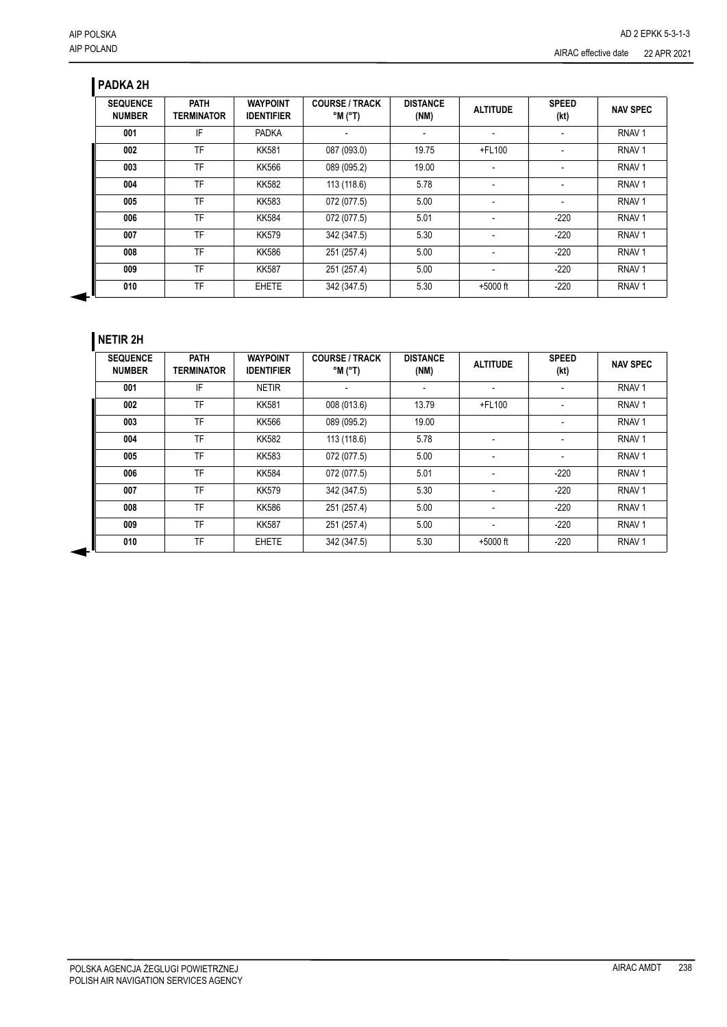## PADKA 2H

| SEQUENCE NUMBER | PATH TERMINATOR | WAYPOINT IDENTIFIER | COURSE / TRACK °M (°T) | DISTANCE (NM) | ALTITUDE | SPEED (kt) | NAV SPEC |
|---|---|---|---|---|---|---|---|
| 001 | IF | PADKA | - | - | - | - | RNAV 1 |
| 002 | TF | KK581 | 087 (093.0) | 19.75 | +FL100 | - | RNAV 1 |
| 003 | TF | KK566 | 089 (095.2) | 19.00 | - | - | RNAV 1 |
| 004 | TF | KK582 | 113 (118.6) | 5.78 | - | - | RNAV 1 |
| 005 | TF | KK583 | 072 (077.5) | 5.00 | - | - | RNAV 1 |
| 006 | TF | KK584 | 072 (077.5) | 5.01 | - | -220 | RNAV 1 |
| 007 | TF | KK579 | 342 (347.5) | 5.30 | - | -220 | RNAV 1 |
| 008 | TF | KK586 | 251 (257.4) | 5.00 | - | -220 | RNAV 1 |
| 009 | TF | KK587 | 251 (257.4) | 5.00 | - | -220 | RNAV 1 |
| 010 | TF | EHETE | 342 (347.5) | 5.30 | +5000 ft | -220 | RNAV 1 |

## NETIR 2H

| SEQUENCE NUMBER | PATH TERMINATOR | WAYPOINT IDENTIFIER | COURSE / TRACK °M (°T) | DISTANCE (NM) | ALTITUDE | SPEED (kt) | NAV SPEC |
|---|---|---|---|---|---|---|---|
| 001 | IF | NETIR | - | - | - | - | RNAV 1 |
| 002 | TF | KK581 | 008 (013.6) | 13.79 | +FL100 | - | RNAV 1 |
| 003 | TF | KK566 | 089 (095.2) | 19.00 | | - | RNAV 1 |
| 004 | TF | KK582 | 113 (118.6) | 5.78 | - | - | RNAV 1 |
| 005 | TF | KK583 | 072 (077.5) | 5.00 | - | - | RNAV 1 |
| 006 | TF | KK584 | 072 (077.5) | 5.01 | - | -220 | RNAV 1 |
| 007 | TF | KK579 | 342 (347.5) | 5.30 | - | -220 | RNAV 1 |
| 008 | TF | KK586 | 251 (257.4) | 5.00 | - | -220 | RNAV 1 |
| 009 | TF | KK587 | 251 (257.4) | 5.00 | - | -220 | RNAV 1 |
| 010 | TF | EHETE | 342 (347.5) | 5.30 | +5000 ft | -220 | RNAV 1 |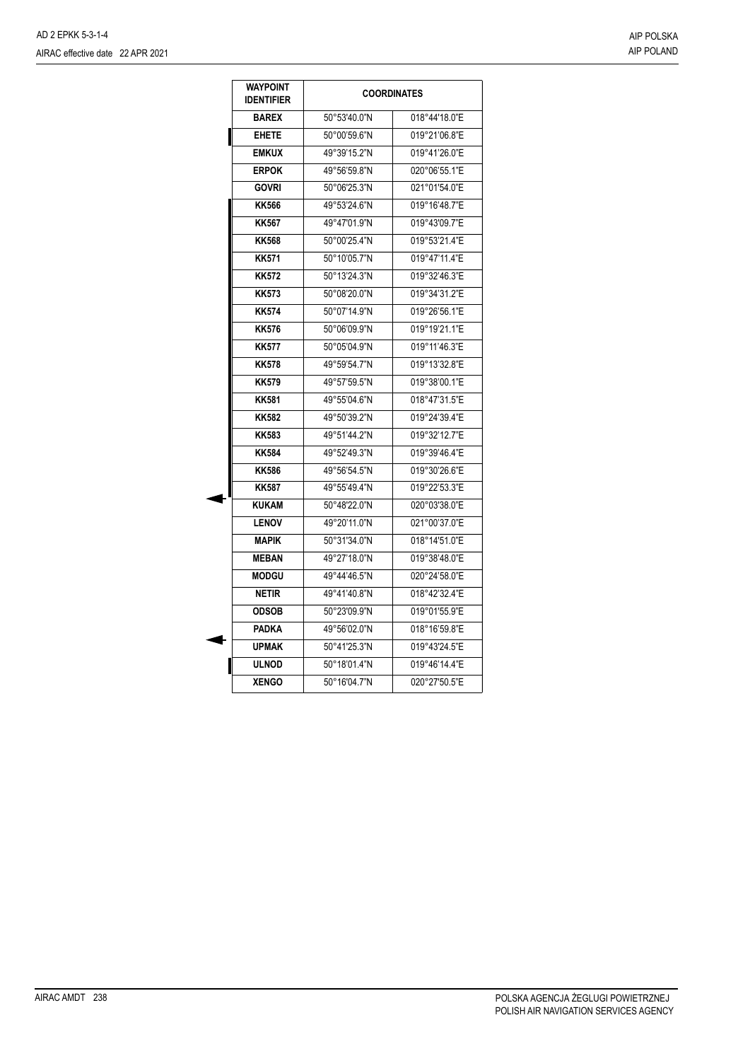| WAYPOINT IDENTIFIER | COORDINATES | |
|---|---|---|
| **BAREX** | 50°53'40.0"N | 018°44'18.0"E |
| **EHETE** | 50°00'59.6"N | 019°21'06.8"E |
| **EMKUX** | 49°39'15.2"N | 019°41'26.0"E |
| **ERPOK** | 49°56'59.8"N | 020°06'55.1"E |
| **GOVRI** | 50°06'25.3"N | 021°01'54.0"E |
| **KK566** | 49°53'24.6"N | 019°16'48.7"E |
| **KK567** | 49°47'01.9"N | 019°43'09.7"E |
| **KK568** | 50°00'25.4"N | 019°53'21.4"E |
| **KK571** | 50°10'05.7"N | 019°47'11.4"E |
| **KK572** | 50°13'24.3"N | 019°32'46.3"E |
| **KK573** | 50°08'20.0"N | 019°34'31.2"E |
| **KK574** | 50°07'14.9"N | 019°26'56.1"E |
| **KK576** | 50°06'09.9"N | 019°19'21.1"E |
| **KK577** | 50°05'04.9"N | 019°11'46.3"E |
| **KK578** | 49°59'54.7"N | 019°13'32.8"E |
| **KK579** | 49°57'59.5"N | 019°38'00.1"E |
| **KK581** | 49°55'04.6"N | 018°47'31.5"E |
| **KK582** | 49°50'39.2"N | 019°24'39.4"E |
| **KK583** | 49°51'44.2"N | 019°32'12.7"E |
| **KK584** | 49°52'49.3"N | 019°39'46.4"E |
| **KK586** | 49°56'54.5"N | 019°30'26.6"E |
| **KK587** | 49°55'49.4"N | 019°22'53.3"E |
| **KUKAM** | 50°48'22.0"N | 020°03'38.0"E |
| **LENOV** | 49°20'11.0"N | 021°00'37.0"E |
| **MAPIK** | 50°31'34.0"N | 018°14'51.0"E |
| **MEBAN** | 49°27'18.0"N | 019°38'48.0"E |
| **MODGU** | 49°44'46.5"N | 020°24'58.0"E |
| **NETIR** | 49°41'40.8"N | 018°42'32.4"E |
| **ODSOB** | 50°23'09.9"N | 019°01'55.9"E |
| **PADKA** | 49°56'02.0"N | 018°16'59.8"E |
| **UPMAK** | 50°41'25.3"N | 019°43'24.5"E |
| **ULNOD** | 50°18'01.4"N | 019°46'14.4"E |
| **XENGO** | 50°16'04.7"N | 020°27'50.5"E |